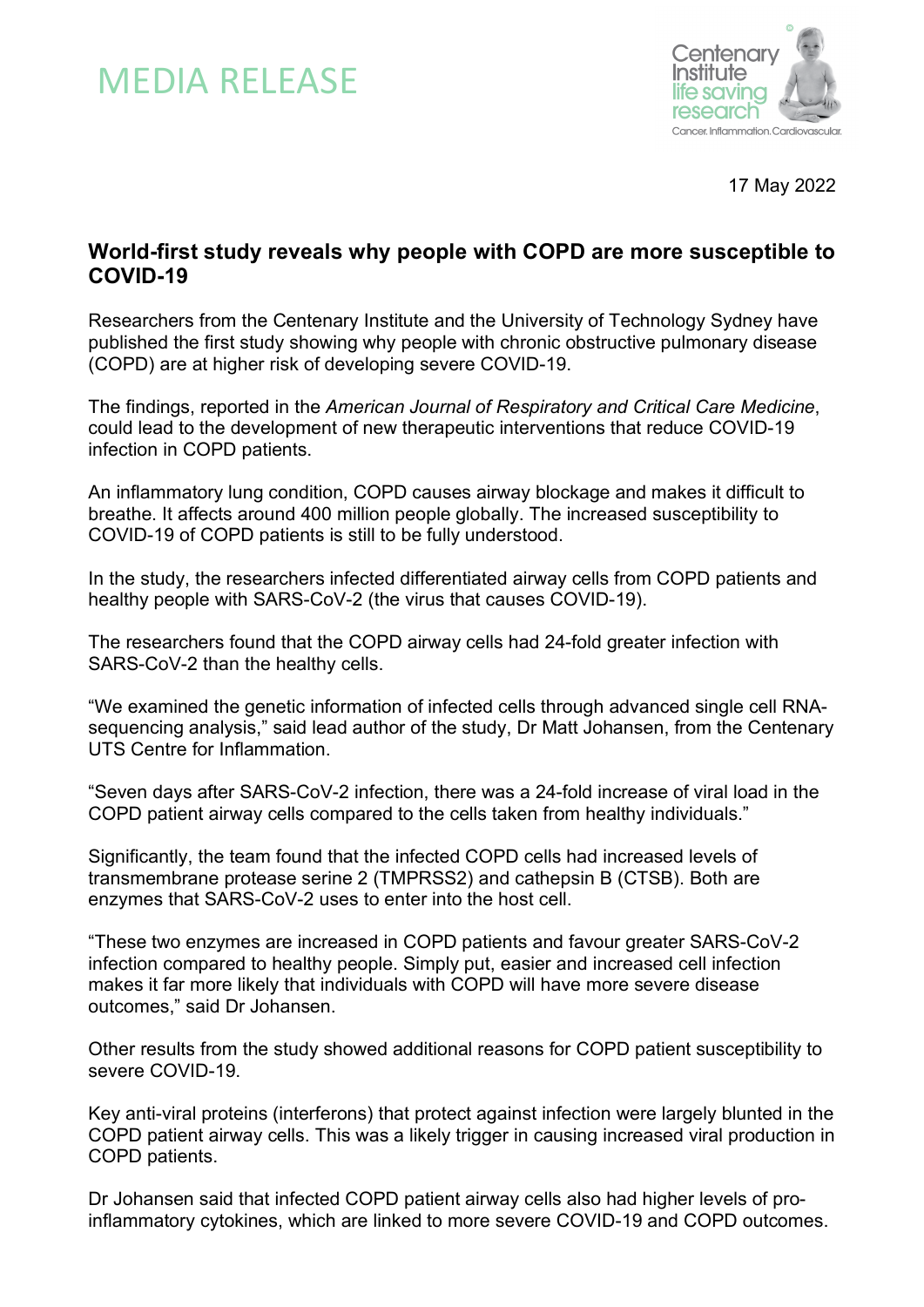MEDIA RELEASE

17 May 2022

## World-first study reveals why people with COPD are more susceptible to COVID-19

Researchers from the Centenary Institute and the University of Technology Sydney have published the first study showing why people with chronic obstructive pulmonary disease (COPD) are at higher risk of developing severe COVID-19.

The findings, reported in the *American Journal of Respiratory and Critical Care Medicine*, could lead to the development of new therapeutic interventions that reduce COVID-19 infection in COPD patients.

An inflammatory lung condition, COPD causes airway blockage and makes it difficult to breathe. It affects around 400 million people globally. The increased susceptibility to COVID-19 of COPD patients is still to be fully understood.

In the study, the researchers infected differentiated airway cells from COPD patients and healthy people with SARS-CoV-2 (the virus that causes COVID-19).

The researchers found that the COPD airway cells had 24-fold greater infection with SARS-CoV-2 than the healthy cells.

"We examined the genetic information of infected cells through advanced single cell RNA-sequencing analysis," said lead author of the study, Dr Matt Johansen, from the Centenary UTS Centre for Inflammation.

"Seven days after SARS-CoV-2 infection, there was a 24-fold increase of viral load in the COPD patient airway cells compared to the cells taken from healthy individuals."

Significantly, the team found that the infected COPD cells had increased levels of transmembrane protease serine 2 (TMPRSS2) and cathepsin B (CTSB). Both are enzymes that SARS-CoV-2 uses to enter into the host cell.

"These two enzymes are increased in COPD patients and favour greater SARS-CoV-2 infection compared to healthy people. Simply put, easier and increased cell infection makes it far more likely that individuals with COPD will have more severe disease outcomes," said Dr Johansen.

Other results from the study showed additional reasons for COPD patient susceptibility to severe COVID-19.

Key anti-viral proteins (interferons) that protect against infection were largely blunted in the COPD patient airway cells. This was a likely trigger in causing increased viral production in COPD patients.

Dr Johansen said that infected COPD patient airway cells also had higher levels of pro-inflammatory cytokines, which are linked to more severe COVID-19 and COPD outcomes.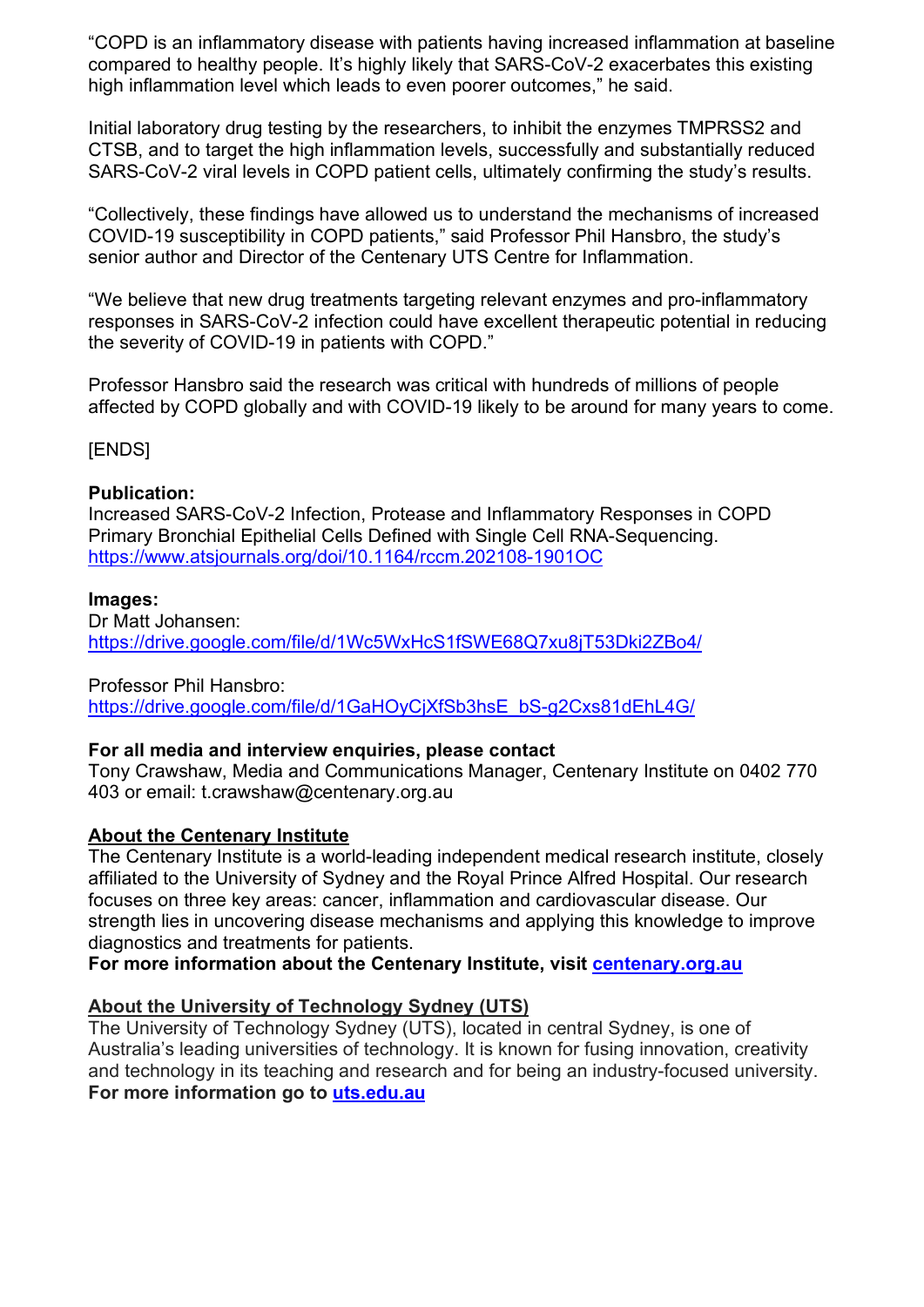"COPD is an inflammatory disease with patients having increased inflammation at baseline compared to healthy people. It's highly likely that SARS-CoV-2 exacerbates this existing high inflammation level which leads to even poorer outcomes," he said.

Initial laboratory drug testing by the researchers, to inhibit the enzymes TMPRSS2 and CTSB, and to target the high inflammation levels, successfully and substantially reduced SARS-CoV-2 viral levels in COPD patient cells, ultimately confirming the study's results.

"Collectively, these findings have allowed us to understand the mechanisms of increased COVID-19 susceptibility in COPD patients," said Professor Phil Hansbro, the study's senior author and Director of the Centenary UTS Centre for Inflammation.

"We believe that new drug treatments targeting relevant enzymes and pro-inflammatory responses in SARS-CoV-2 infection could have excellent therapeutic potential in reducing the severity of COVID-19 in patients with COPD."

Professor Hansbro said the research was critical with hundreds of millions of people affected by COPD globally and with COVID-19 likely to be around for many years to come.

[ENDS]

**Publication:**
Increased SARS-CoV-2 Infection, Protease and Inflammatory Responses in COPD Primary Bronchial Epithelial Cells Defined with Single Cell RNA-Sequencing.
https://www.atsjournals.org/doi/10.1164/rccm.202108-1901OC

**Images:**
Dr Matt Johansen:
https://drive.google.com/file/d/1Wc5WxHcS1fSWE68Q7xu8jT53Dki2ZBo4/

Professor Phil Hansbro:
https://drive.google.com/file/d/1GaHOyCjXfSb3hsE_bS-g2Cxs81dEhL4G/

**For all media and interview enquiries, please contact**
Tony Crawshaw, Media and Communications Manager, Centenary Institute on 0402 770 403 or email: t.crawshaw@centenary.org.au

**About the Centenary Institute**
The Centenary Institute is a world-leading independent medical research institute, closely affiliated to the University of Sydney and the Royal Prince Alfred Hospital. Our research focuses on three key areas: cancer, inflammation and cardiovascular disease. Our strength lies in uncovering disease mechanisms and applying this knowledge to improve diagnostics and treatments for patients.
**For more information about the Centenary Institute, visit centenary.org.au**

**About the University of Technology Sydney (UTS)**
The University of Technology Sydney (UTS), located in central Sydney, is one of Australia's leading universities of technology. It is known for fusing innovation, creativity and technology in its teaching and research and for being an industry-focused university.
**For more information go to uts.edu.au**